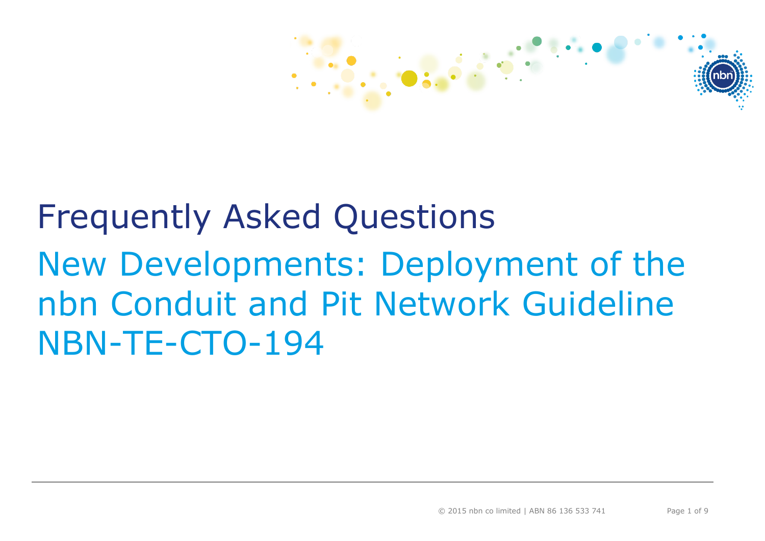# Frequently Asked Questions

## New Developments: Deployment of the nbn Conduit and Pit Network Guideline NBN-TE-CTO-194

© 2015 nbn co limited | ABN 86 136 533 741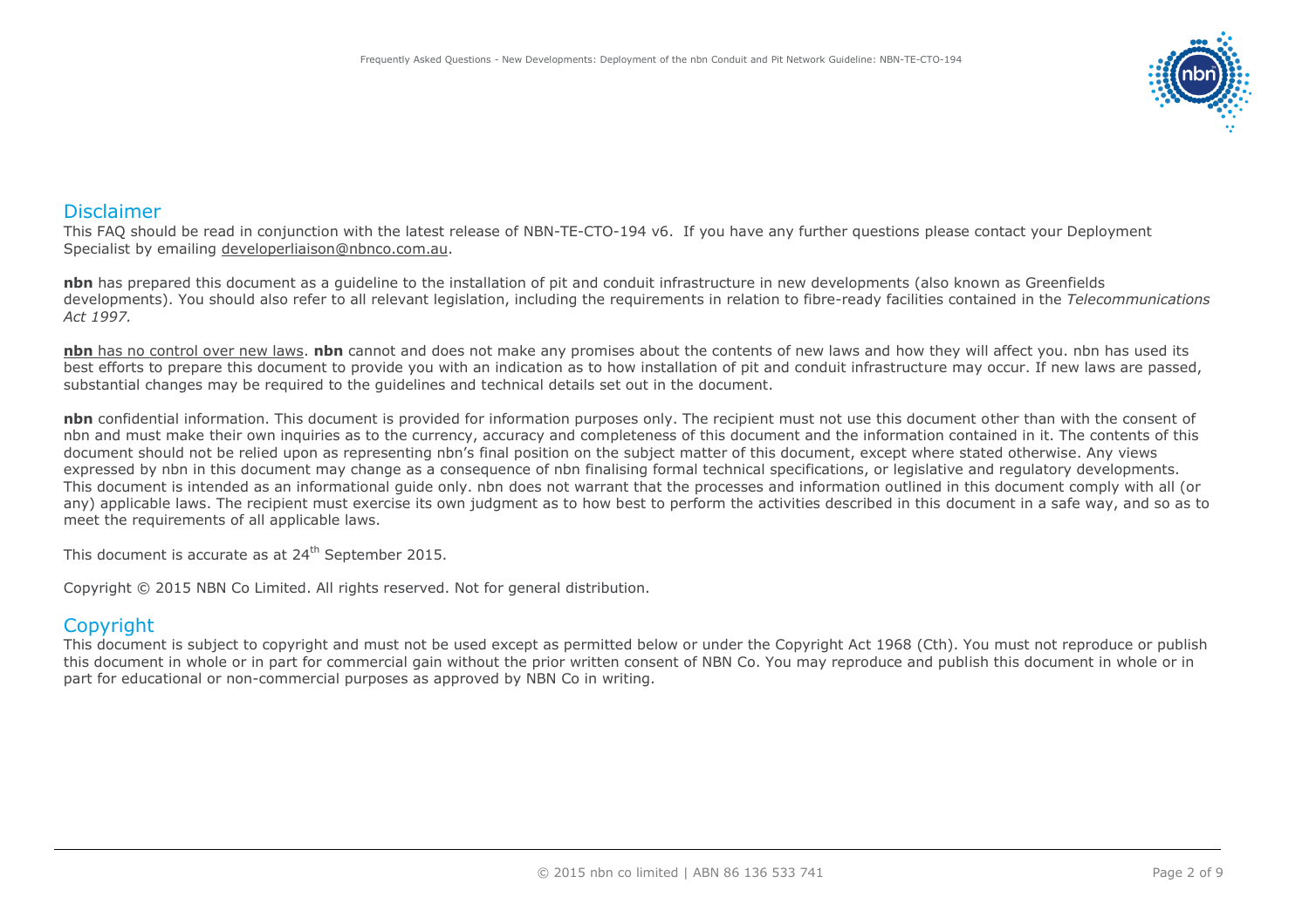## Disclaimer

This FAQ should be read in conjunction with the latest release of NBN-TE-CTO-194 v6. If you have any further questions please contact your Deployment Specialist by emailing developerliaison@nbnco.com.au.

**nbn** has prepared this document as a guideline to the installation of pit and conduit infrastructure in new developments (also known as Greenfields developments). You should also refer to all relevant legislation, including the requirements in relation to fibre-ready facilities contained in the *Telecommunications Act 1997.*

**nbn** has no control over new laws. **nbn** cannot and does not make any promises about the contents of new laws and how they will affect you. nbn has used its best efforts to prepare this document to provide you with an indication as to how installation of pit and conduit infrastructure may occur. If new laws are passed, substantial changes may be required to the guidelines and technical details set out in the document.

**nbn** confidential information. This document is provided for information purposes only. The recipient must not use this document other than with the consent of nbn and must make their own inquiries as to the currency, accuracy and completeness of this document and the information contained in it. The contents of this document should not be relied upon as representing nbn's final position on the subject matter of this document, except where stated otherwise. Any views expressed by nbn in this document may change as a consequence of nbn finalising formal technical specifications, or legislative and regulatory developments. This document is intended as an informational guide only. nbn does not warrant that the processes and information outlined in this document comply with all (or any) applicable laws. The recipient must exercise its own judgment as to how best to perform the activities described in this document in a safe way, and so as to meet the requirements of all applicable laws.

This document is accurate as at 24th September 2015.

Copyright © 2015 NBN Co Limited. All rights reserved. Not for general distribution.

## Copyright

This document is subject to copyright and must not be used except as permitted below or under the Copyright Act 1968 (Cth). You must not reproduce or publish this document in whole or in part for commercial gain without the prior written consent of NBN Co. You may reproduce and publish this document in whole or in part for educational or non-commercial purposes as approved by NBN Co in writing.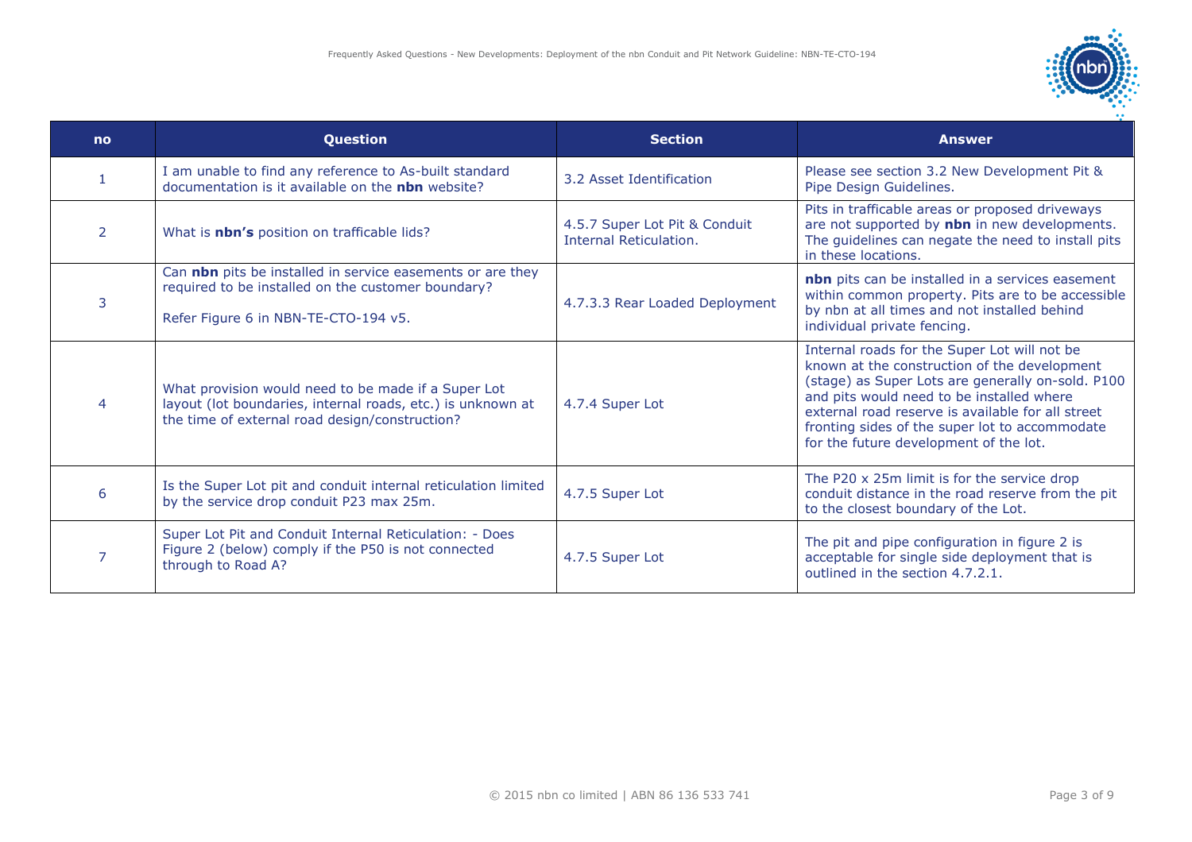| no | Question | Section | Answer |
| --- | --- | --- | --- |
| 1 | I am unable to find any reference to As-built standard documentation is it available on the **nbn** website? | 3.2 Asset Identification | Please see section 3.2 New Development Pit & Pipe Design Guidelines. |
| 2 | What is **nbn's** position on trafficable lids? | 4.5.7 Super Lot Pit & Conduit Internal Reticulation. | Pits in trafficable areas or proposed driveways are not supported by **nbn** in new developments. The guidelines can negate the need to install pits in these locations. |
| 3 | Can **nbn** pits be installed in service easements or are they required to be installed on the customer boundary?<br><br>Refer Figure 6 in NBN-TE-CTO-194 v5. | 4.7.3.3 Rear Loaded Deployment | **nbn** pits can be installed in a services easement within common property. Pits are to be accessible by nbn at all times and not installed behind individual private fencing. |
| 4 | What provision would need to be made if a Super Lot layout (lot boundaries, internal roads, etc.) is unknown at the time of external road design/construction? | 4.7.4 Super Lot | Internal roads for the Super Lot will not be known at the construction of the development (stage) as Super Lots are generally on-sold. P100 and pits would need to be installed where external road reserve is available for all street fronting sides of the super lot to accommodate for the future development of the lot. |
| 6 | Is the Super Lot pit and conduit internal reticulation limited by the service drop conduit P23 max 25m. | 4.7.5 Super Lot | The P20 x 25m limit is for the service drop conduit distance in the road reserve from the pit to the closest boundary of the Lot. |
| 7 | Super Lot Pit and Conduit Internal Reticulation: - Does Figure 2 (below) comply if the P50 is not connected through to Road A? | 4.7.5 Super Lot | The pit and pipe configuration in figure 2 is acceptable for single side deployment that is outlined in the section 4.7.2.1. |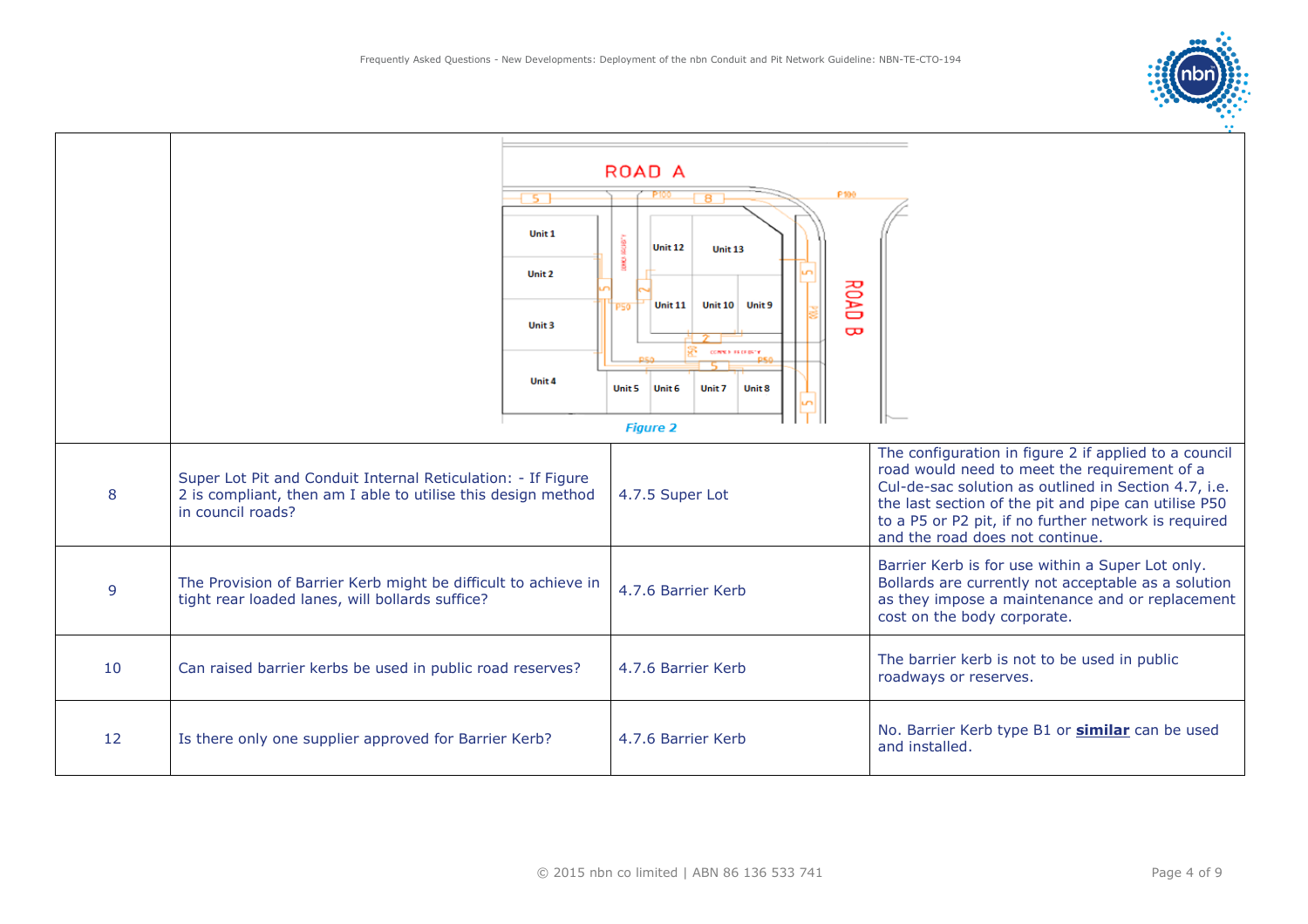| | | | |
|---|---|---|---|
| | *Figure 2* | | |
| 8 | Super Lot Pit and Conduit Internal Reticulation: - If Figure 2 is compliant, then am I able to utilise this design method in council roads? | 4.7.5 Super Lot | The configuration in figure 2 if applied to a council road would need to meet the requirement of a Cul-de-sac solution as outlined in Section 4.7, i.e. the last section of the pit and pipe can utilise P50 to a P5 or P2 pit, if no further network is required and the road does not continue. |
| 9 | The Provision of Barrier Kerb might be difficult to achieve in tight rear loaded lanes, will bollards suffice? | 4.7.6 Barrier Kerb | Barrier Kerb is for use within a Super Lot only. Bollards are currently not acceptable as a solution as they impose a maintenance and or replacement cost on the body corporate. |
| 10 | Can raised barrier kerbs be used in public road reserves? | 4.7.6 Barrier Kerb | The barrier kerb is not to be used in public roadways or reserves. |
| 12 | Is there only one supplier approved for Barrier Kerb? | 4.7.6 Barrier Kerb | No. Barrier Kerb type B1 or **similar** can be used and installed. |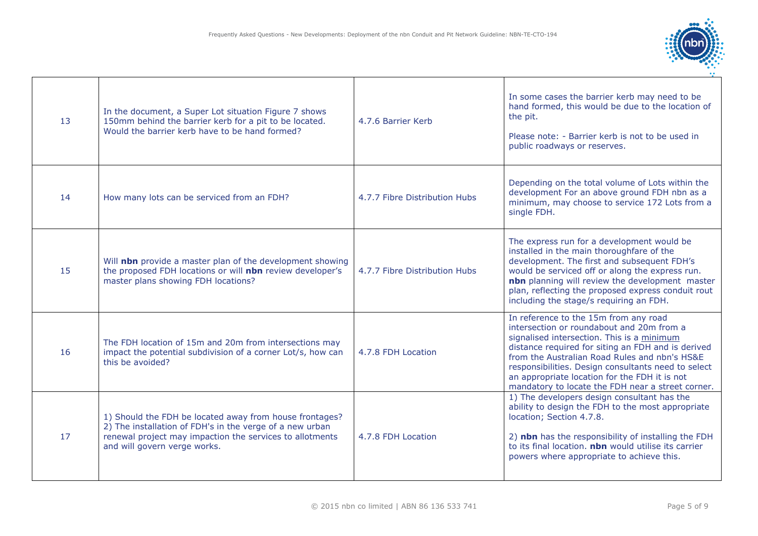| 13 | In the document, a Super Lot situation Figure 7 shows 150mm behind the barrier kerb for a pit to be located. Would the barrier kerb have to be hand formed? | 4.7.6 Barrier Kerb | In some cases the barrier kerb may need to be hand formed, this would be due to the location of the pit.<br><br>Please note: - Barrier kerb is not to be used in public roadways or reserves. |
|---|---|---|---|
| 14 | How many lots can be serviced from an FDH? | 4.7.7 Fibre Distribution Hubs | Depending on the total volume of Lots within the development For an above ground FDH nbn as a minimum, may choose to service 172 Lots from a single FDH. |
| 15 | Will **nbn** provide a master plan of the development showing the proposed FDH locations or will **nbn** review developer's master plans showing FDH locations? | 4.7.7 Fibre Distribution Hubs | The express run for a development would be installed in the main thoroughfare of the development. The first and subsequent FDH's would be serviced off or along the express run. **nbn** planning will review the development master plan, reflecting the proposed express conduit rout including the stage/s requiring an FDH. |
| 16 | The FDH location of 15m and 20m from intersections may impact the potential subdivision of a corner Lot/s, how can this be avoided? | 4.7.8 FDH Location | In reference to the 15m from any road intersection or roundabout and 20m from a signalised intersection. This is a minimum distance required for siting an FDH and is derived from the Australian Road Rules and nbn's HS&E responsibilities. Design consultants need to select an appropriate location for the FDH it is not mandatory to locate the FDH near a street corner. |
| 17 | 1) Should the FDH be located away from house frontages?<br>2) The installation of FDH's in the verge of a new urban renewal project may impaction the services to allotments and will govern verge works. | 4.7.8 FDH Location | 1) The developers design consultant has the ability to design the FDH to the most appropriate location; Section 4.7.8.<br><br>2) **nbn** has the responsibility of installing the FDH to its final location. **nbn** would utilise its carrier powers where appropriate to achieve this. |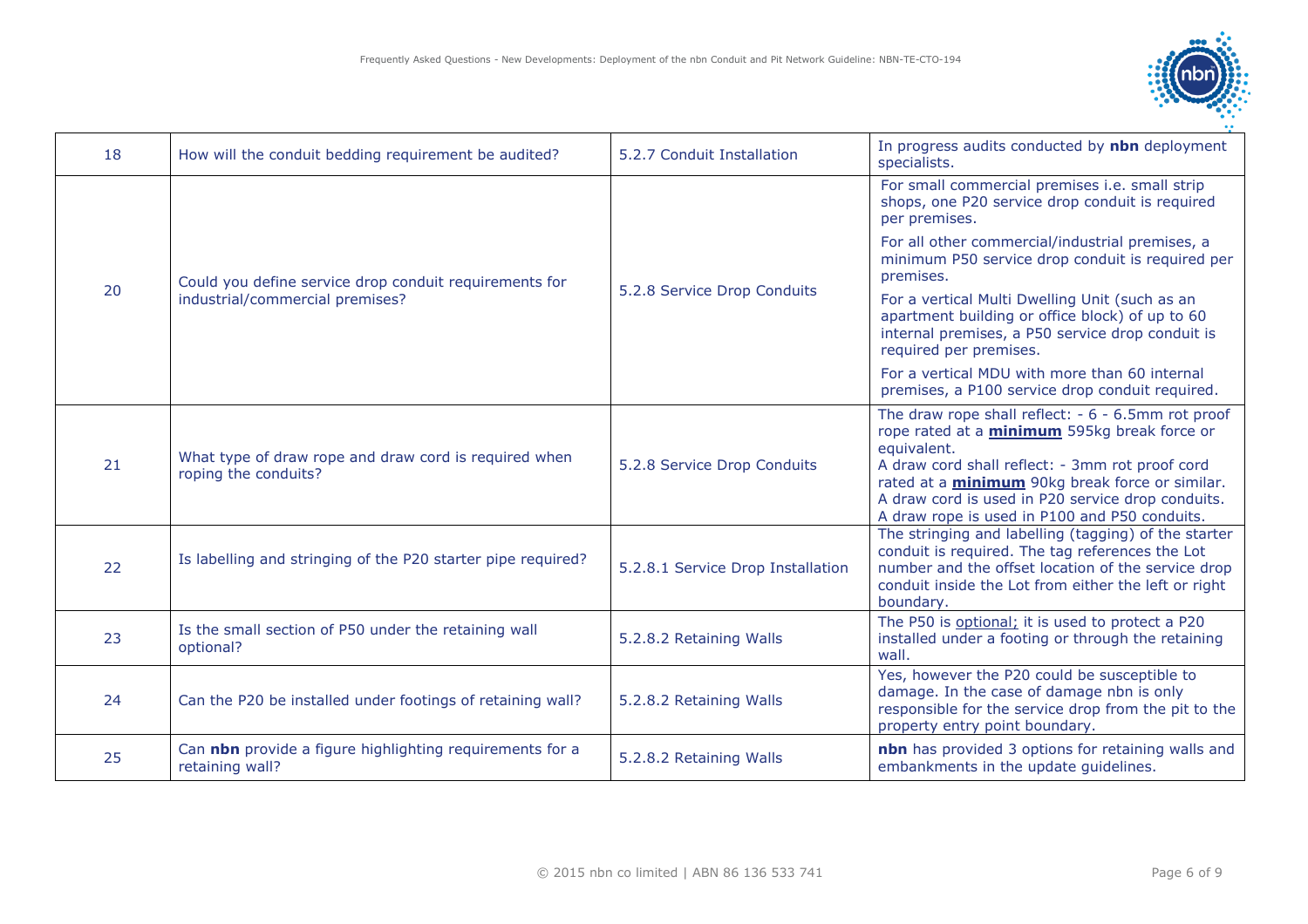| 18 | How will the conduit bedding requirement be audited? | 5.2.7 Conduit Installation | In progress audits conducted by **nbn** deployment specialists. |
|---|---|---|---|
| 20 | Could you define service drop conduit requirements for industrial/commercial premises? | 5.2.8 Service Drop Conduits | For small commercial premises i.e. small strip shops, one P20 service drop conduit is required per premises.<br><br>For all other commercial/industrial premises, a minimum P50 service drop conduit is required per premises.<br><br>For a vertical Multi Dwelling Unit (such as an apartment building or office block) of up to 60 internal premises, a P50 service drop conduit is required per premises.<br><br>For a vertical MDU with more than 60 internal premises, a P100 service drop conduit required. |
| 21 | What type of draw rope and draw cord is required when roping the conduits? | 5.2.8 Service Drop Conduits | The draw rope shall reflect: - 6 - 6.5mm rot proof rope rated at a **minimum** 595kg break force or equivalent.<br>A draw cord shall reflect: - 3mm rot proof cord rated at a **minimum** 90kg break force or similar.<br>A draw cord is used in P20 service drop conduits.<br>A draw rope is used in P100 and P50 conduits. |
| 22 | Is labelling and stringing of the P20 starter pipe required? | 5.2.8.1 Service Drop Installation | The stringing and labelling (tagging) of the starter conduit is required. The tag references the Lot number and the offset location of the service drop conduit inside the Lot from either the left or right boundary. |
| 23 | Is the small section of P50 under the retaining wall optional? | 5.2.8.2 Retaining Walls | The P50 is optional; it is used to protect a P20 installed under a footing or through the retaining wall. |
| 24 | Can the P20 be installed under footings of retaining wall? | 5.2.8.2 Retaining Walls | Yes, however the P20 could be susceptible to damage. In the case of damage nbn is only responsible for the service drop from the pit to the property entry point boundary. |
| 25 | Can **nbn** provide a figure highlighting requirements for a retaining wall? | 5.2.8.2 Retaining Walls | **nbn** has provided 3 options for retaining walls and embankments in the update guidelines. |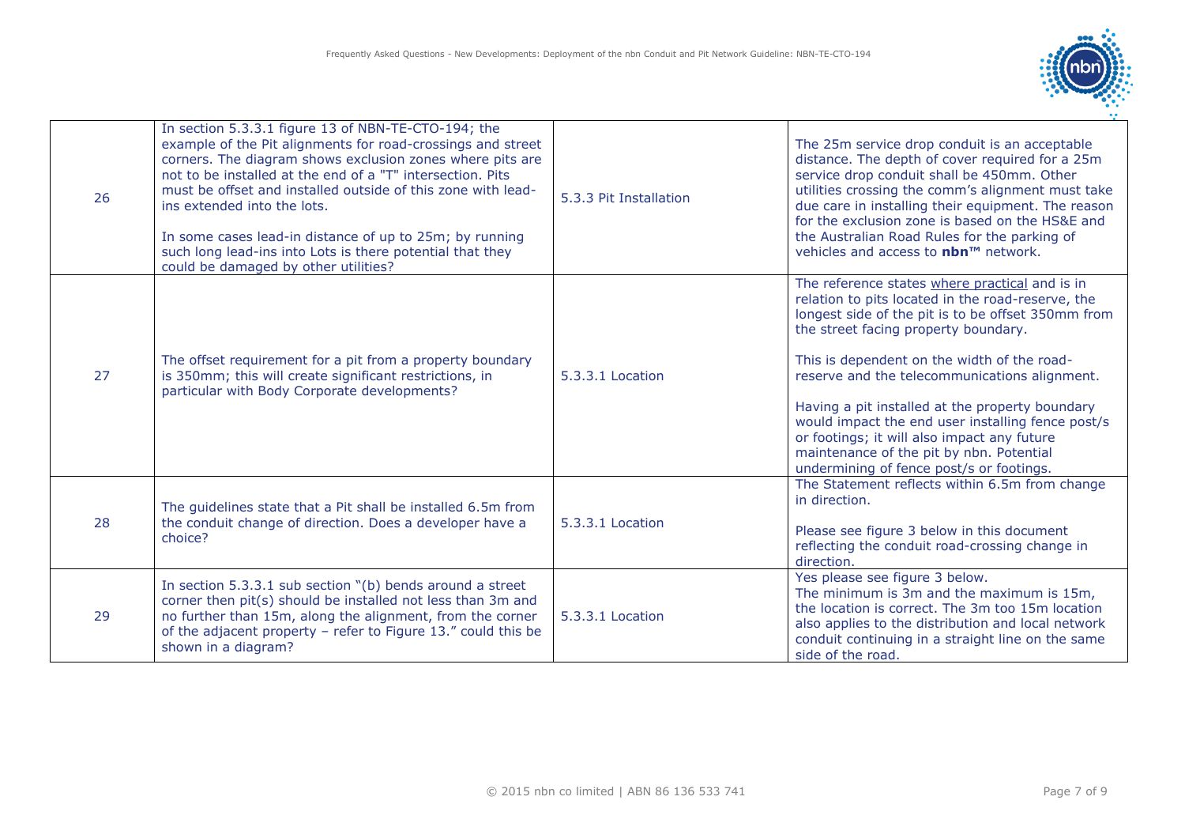| 26 | In section 5.3.3.1 figure 13 of NBN-TE-CTO-194; the example of the Pit alignments for road-crossings and street corners. The diagram shows exclusion zones where pits are not to be installed at the end of a "T" intersection. Pits must be offset and installed outside of this zone with lead-ins extended into the lots.<br><br>In some cases lead-in distance of up to 25m; by running such long lead-ins into Lots is there potential that they could be damaged by other utilities? | 5.3.3 Pit Installation | The 25m service drop conduit is an acceptable distance. The depth of cover required for a 25m service drop conduit shall be 450mm. Other utilities crossing the comm's alignment must take due care in installing their equipment. The reason for the exclusion zone is based on the HS&E and the Australian Road Rules for the parking of vehicles and access to **nbn™** network. |
|---|---|---|---|
| 27 | The offset requirement for a pit from a property boundary is 350mm; this will create significant restrictions, in particular with Body Corporate developments? | 5.3.3.1 Location | The reference states <u>where practical</u> and is in relation to pits located in the road-reserve, the longest side of the pit is to be offset 350mm from the street facing property boundary.<br><br>This is dependent on the width of the road-reserve and the telecommunications alignment.<br><br>Having a pit installed at the property boundary would impact the end user installing fence post/s or footings; it will also impact any future maintenance of the pit by nbn. Potential undermining of fence post/s or footings. |
| 28 | The guidelines state that a Pit shall be installed 6.5m from the conduit change of direction. Does a developer have a choice? | 5.3.3.1 Location | The Statement reflects within 6.5m from change in direction.<br><br>Please see figure 3 below in this document reflecting the conduit road-crossing change in direction. |
| 29 | In section 5.3.3.1 sub section "(b) bends around a street corner then pit(s) should be installed not less than 3m and no further than 15m, along the alignment, from the corner of the adjacent property – refer to Figure 13." could this be shown in a diagram? | 5.3.3.1 Location | Yes please see figure 3 below.<br>The minimum is 3m and the maximum is 15m, the location is correct. The 3m too 15m location also applies to the distribution and local network conduit continuing in a straight line on the same side of the road. |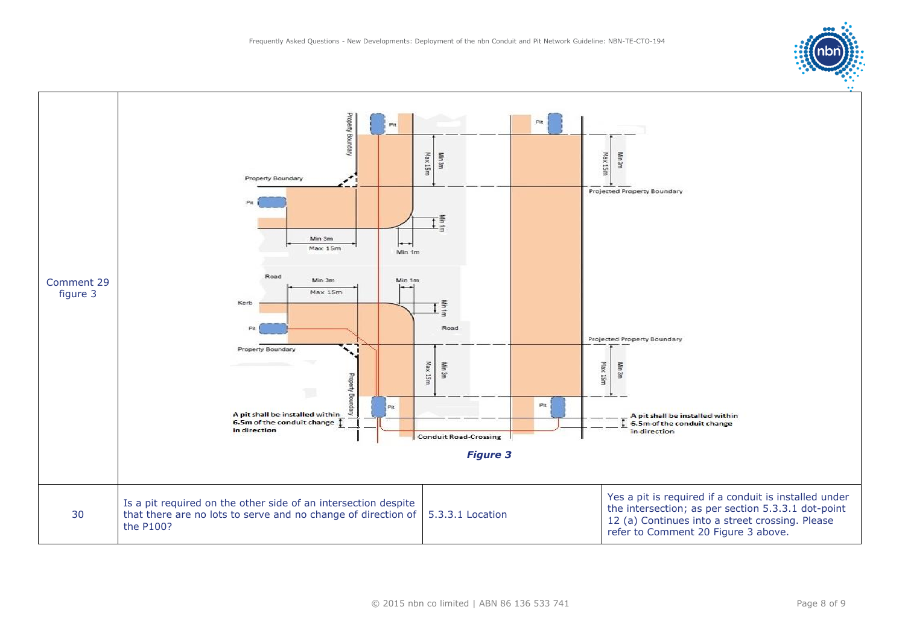| | |
|---|---|
| Comment 29 figure 3 | Property Boundary<br>Pit<br>Min 3m<br>Max 15m<br>Min 1m<br>Road<br>Kerb<br>Projected Property Boundary<br>A pit shall be installed within 6.5m of the conduit change in direction<br>Conduit Road-Crossing<br>***Figure 3*** |

| | | | |
|---|---|---|---|
| 30 | Is a pit required on the other side of an intersection despite that there are no lots to serve and no change of direction of the P100? | 5.3.3.1 Location | Yes a pit is required if a conduit is installed under the intersection; as per section 5.3.3.1 dot-point 12 (a) Continues into a street crossing. Please refer to Comment 20 Figure 3 above. |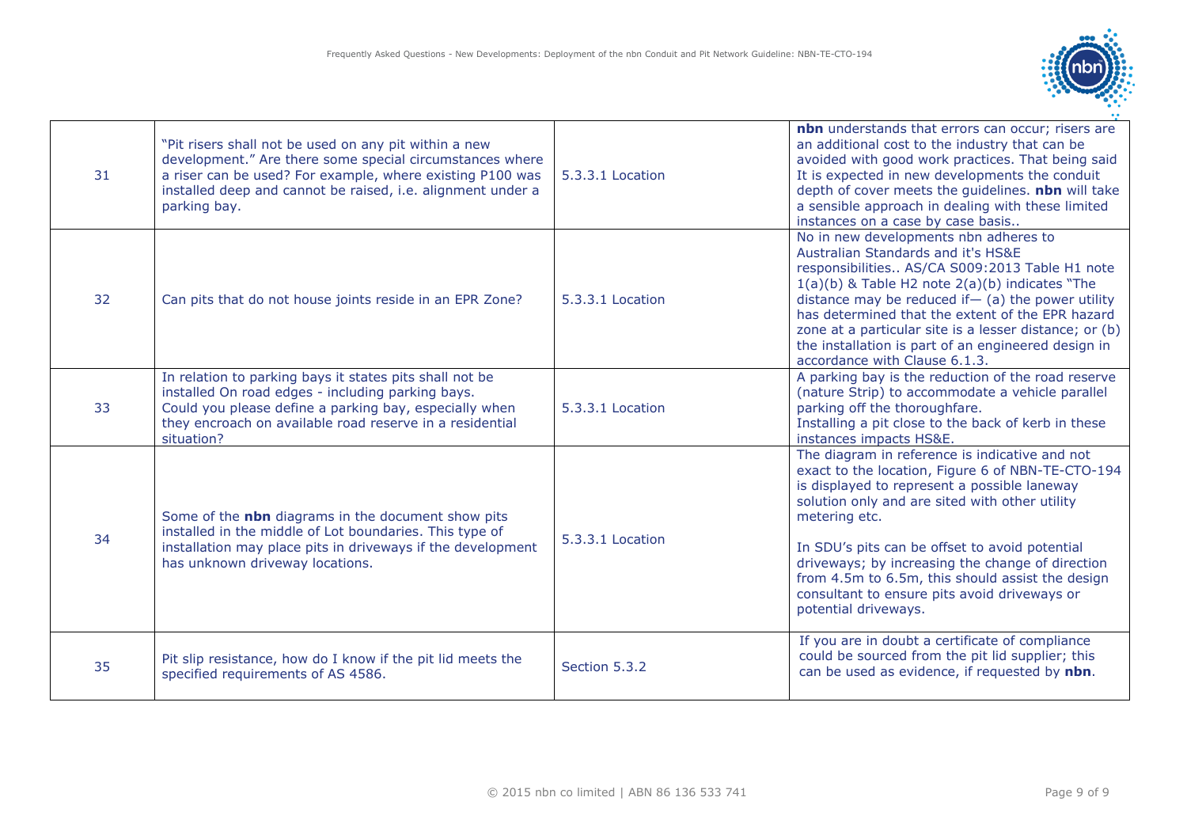| | | | |
|---|---|---|---|
| 31 | "Pit risers shall not be used on any pit within a new development." Are there some special circumstances where a riser can be used? For example, where existing P100 was installed deep and cannot be raised, i.e. alignment under a parking bay. | 5.3.3.1 Location | **nbn** understands that errors can occur; risers are an additional cost to the industry that can be avoided with good work practices. That being said It is expected in new developments the conduit depth of cover meets the guidelines. **nbn** will take a sensible approach in dealing with these limited instances on a case by case basis.. |
| 32 | Can pits that do not house joints reside in an EPR Zone? | 5.3.3.1 Location | No in new developments nbn adheres to Australian Standards and it's HS&E responsibilities.. AS/CA S009:2013 Table H1 note 1(a)(b) & Table H2 note 2(a)(b) indicates "The distance may be reduced if— (a) the power utility has determined that the extent of the EPR hazard zone at a particular site is a lesser distance; or (b) the installation is part of an engineered design in accordance with Clause 6.1.3. |
| 33 | In relation to parking bays it states pits shall not be installed On road edges - including parking bays. Could you please define a parking bay, especially when they encroach on available road reserve in a residential situation? | 5.3.3.1 Location | A parking bay is the reduction of the road reserve (nature Strip) to accommodate a vehicle parallel parking off the thoroughfare. Installing a pit close to the back of kerb in these instances impacts HS&E. |
| 34 | Some of the **nbn** diagrams in the document show pits installed in the middle of Lot boundaries. This type of installation may place pits in driveways if the development has unknown driveway locations. | 5.3.3.1 Location | The diagram in reference is indicative and not exact to the location, Figure 6 of NBN-TE-CTO-194 is displayed to represent a possible laneway solution only and are sited with other utility metering etc.<br><br>In SDU's pits can be offset to avoid potential driveways; by increasing the change of direction from 4.5m to 6.5m, this should assist the design consultant to ensure pits avoid driveways or potential driveways. |
| 35 | Pit slip resistance, how do I know if the pit lid meets the specified requirements of AS 4586. | Section 5.3.2 | If you are in doubt a certificate of compliance could be sourced from the pit lid supplier; this can be used as evidence, if requested by **nbn**. |

© 2015 nbn co limited | ABN 86 136 533 741